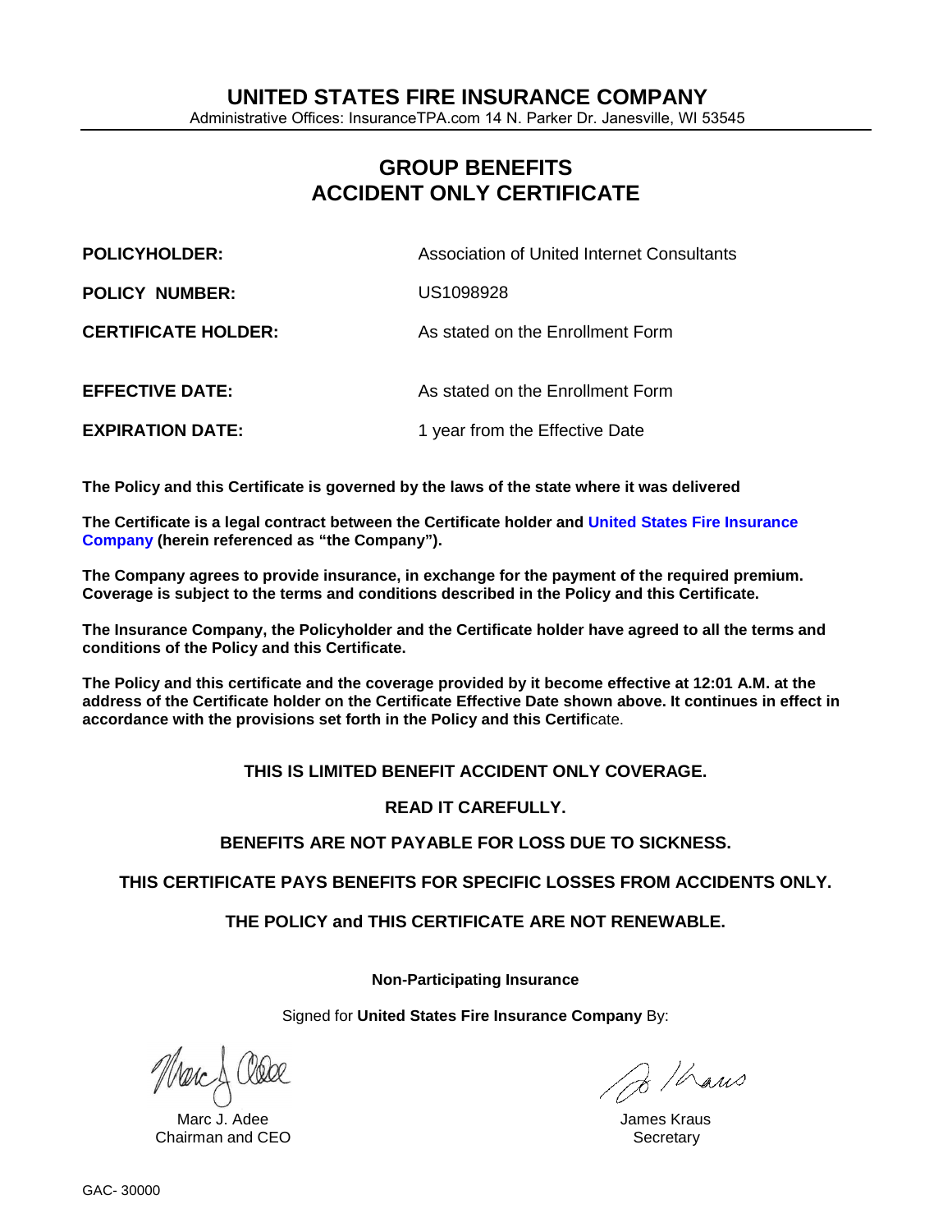# UNITED STATES FIRE INSURANCE COMPANY

Administrative Offices: InsuranceTPA.com 14 N. Parker Dr. Janesville, WI 53545

## GROUP BENEFITS
## ACCIDENT ONLY CERTIFICATE

| | |
|---|---|
| **POLICYHOLDER:** | Association of United Internet Consultants |
| **POLICY NUMBER:** | US1098928 |
| **CERTIFICATE HOLDER:** | As stated on the Enrollment Form |
| **EFFECTIVE DATE:** | As stated on the Enrollment Form |
| **EXPIRATION DATE:** | 1 year from the Effective Date |

**The Policy and this Certificate is governed by the laws of the state where it was delivered**

**The Certificate is a legal contract between the Certificate holder and United States Fire Insurance Company (herein referenced as "the Company").**

**The Company agrees to provide insurance, in exchange for the payment of the required premium. Coverage is subject to the terms and conditions described in the Policy and this Certificate.**

**The Insurance Company, the Policyholder and the Certificate holder have agreed to all the terms and conditions of the Policy and this Certificate.**

**The Policy and this certificate and the coverage provided by it become effective at 12:01 A.M. at the address of the Certificate holder on the Certificate Effective Date shown above. It continues in effect in accordance with the provisions set forth in the Policy and this Certifi**cate.

**THIS IS LIMITED BENEFIT ACCIDENT ONLY COVERAGE.**

**READ IT CAREFULLY.**

**BENEFITS ARE NOT PAYABLE FOR LOSS DUE TO SICKNESS.**

**THIS CERTIFICATE PAYS BENEFITS FOR SPECIFIC LOSSES FROM ACCIDENTS ONLY.**

**THE POLICY and THIS CERTIFICATE ARE NOT RENEWABLE.**

**Non-Participating Insurance**

Signed for **United States Fire Insurance Company** By:

Marc J. Adee
Chairman and CEO

James Kraus
Secretary

GAC- 30000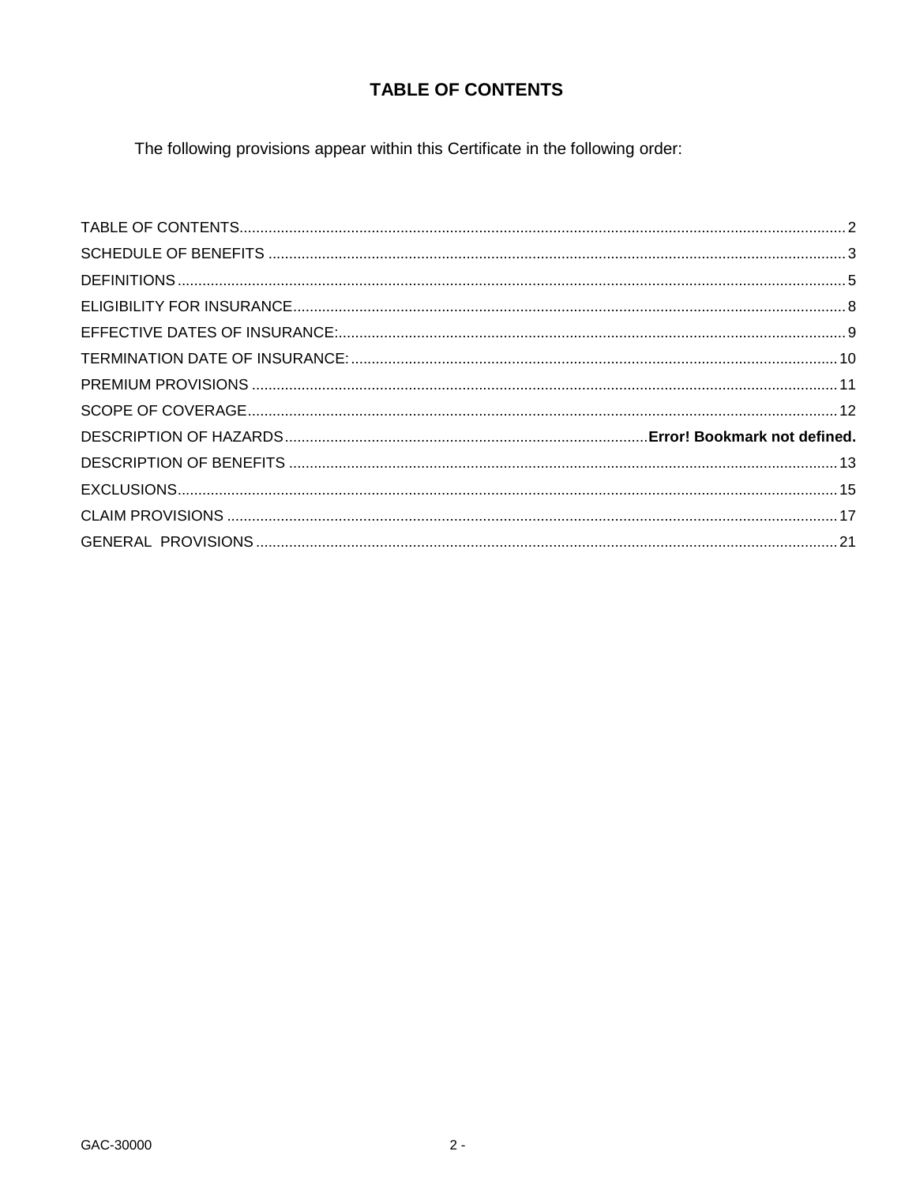# TABLE OF CONTENTS

The following provisions appear within this Certificate in the following order:

| Section | Page |
|---|---|
| TABLE OF CONTENTS | 2 |
| SCHEDULE OF BENEFITS | 3 |
| DEFINITIONS | 5 |
| ELIGIBILITY FOR INSURANCE | 8 |
| EFFECTIVE DATES OF INSURANCE: | 9 |
| TERMINATION DATE OF INSURANCE: | 10 |
| PREMIUM PROVISIONS | 11 |
| SCOPE OF COVERAGE | 12 |
| DESCRIPTION OF HAZARDS | **Error! Bookmark not defined.** |
| DESCRIPTION OF BENEFITS | 13 |
| EXCLUSIONS | 15 |
| CLAIM PROVISIONS | 17 |
| GENERAL PROVISIONS | 21 |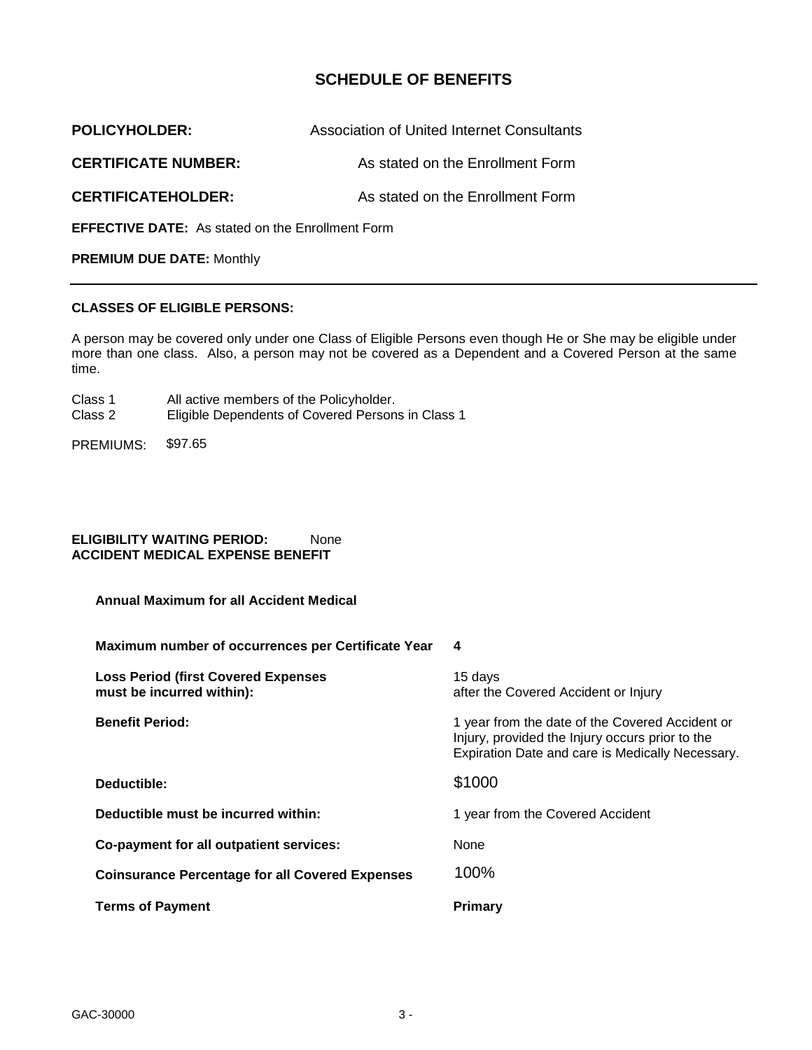# SCHEDULE OF BENEFITS

| | |
|---|---|
| **POLICYHOLDER:** | Association of United Internet Consultants |
| **CERTIFICATE NUMBER:** | As stated on the Enrollment Form |
| **CERTIFICATEHOLDER:** | As stated on the Enrollment Form |

**EFFECTIVE DATE:** As stated on the Enrollment Form

**PREMIUM DUE DATE:** Monthly

---

**CLASSES OF ELIGIBLE PERSONS:**

A person may be covered only under one Class of Eligible Persons even though He or She may be eligible under more than one class. Also, a person may not be covered as a Dependent and a Covered Person at the same time.

Class 1 All active members of the Policyholder.
Class 2 Eligible Dependents of Covered Persons in Class 1

PREMIUMS: $97.65

**ELIGIBILITY WAITING PERIOD:** None
**ACCIDENT MEDICAL EXPENSE BENEFIT**

**Annual Maximum for all Accident Medical**

| | |
|---|---|
| **Maximum number of occurrences per Certificate Year** | **4** |
| **Loss Period (first Covered Expenses must be incurred within):** | 15 days after the Covered Accident or Injury |
| **Benefit Period:** | 1 year from the date of the Covered Accident or Injury, provided the Injury occurs prior to the Expiration Date and care is Medically Necessary. |
| **Deductible:** | $1000 |
| **Deductible must be incurred within:** | 1 year from the Covered Accident |
| **Co-payment for all outpatient services:** | None |
| **Coinsurance Percentage for all Covered Expenses** | 100% |
| **Terms of Payment** | **Primary** |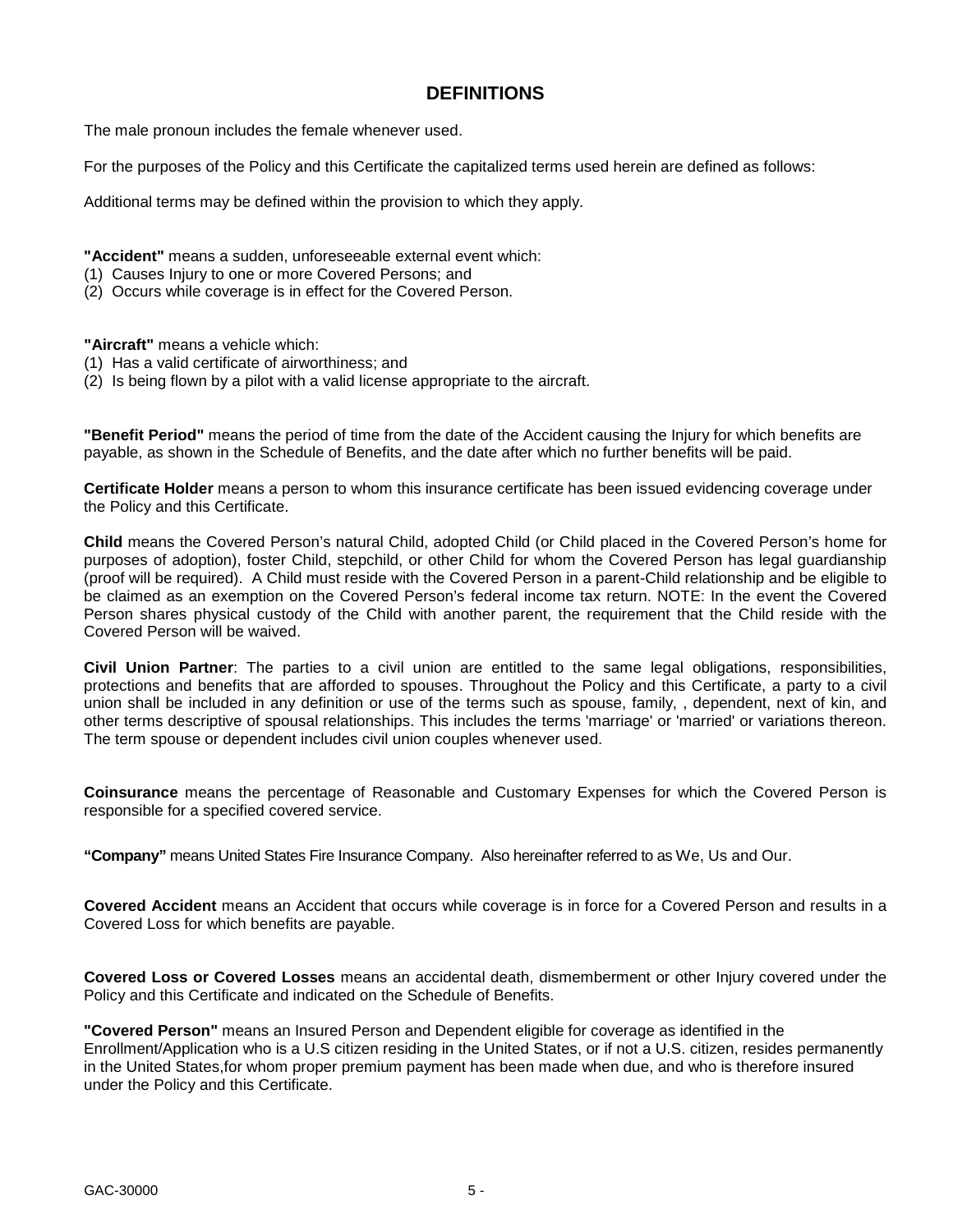# DEFINITIONS

The male pronoun includes the female whenever used.

For the purposes of the Policy and this Certificate the capitalized terms used herein are defined as follows:

Additional terms may be defined within the provision to which they apply.

**"Accident"** means a sudden, unforeseeable external event which:
(1) Causes Injury to one or more Covered Persons; and
(2) Occurs while coverage is in effect for the Covered Person.

**"Aircraft"** means a vehicle which:
(1) Has a valid certificate of airworthiness; and
(2) Is being flown by a pilot with a valid license appropriate to the aircraft.

**"Benefit Period"** means the period of time from the date of the Accident causing the Injury for which benefits are payable, as shown in the Schedule of Benefits, and the date after which no further benefits will be paid.

**Certificate Holder** means a person to whom this insurance certificate has been issued evidencing coverage under the Policy and this Certificate.

**Child** means the Covered Person's natural Child, adopted Child (or Child placed in the Covered Person's home for purposes of adoption), foster Child, stepchild, or other Child for whom the Covered Person has legal guardianship (proof will be required). A Child must reside with the Covered Person in a parent-Child relationship and be eligible to be claimed as an exemption on the Covered Person's federal income tax return. NOTE: In the event the Covered Person shares physical custody of the Child with another parent, the requirement that the Child reside with the Covered Person will be waived.

**Civil Union Partner**: The parties to a civil union are entitled to the same legal obligations, responsibilities, protections and benefits that are afforded to spouses. Throughout the Policy and this Certificate, a party to a civil union shall be included in any definition or use of the terms such as spouse, family, , dependent, next of kin, and other terms descriptive of spousal relationships. This includes the terms 'marriage' or 'married' or variations thereon. The term spouse or dependent includes civil union couples whenever used.

**Coinsurance** means the percentage of Reasonable and Customary Expenses for which the Covered Person is responsible for a specified covered service.

**"Company"** means United States Fire Insurance Company. Also hereinafter referred to as We, Us and Our.

**Covered Accident** means an Accident that occurs while coverage is in force for a Covered Person and results in a Covered Loss for which benefits are payable.

**Covered Loss or Covered Losses** means an accidental death, dismemberment or other Injury covered under the Policy and this Certificate and indicated on the Schedule of Benefits.

**"Covered Person"** means an Insured Person and Dependent eligible for coverage as identified in the Enrollment/Application who is a U.S citizen residing in the United States, or if not a U.S. citizen, resides permanently in the United States,for whom proper premium payment has been made when due, and who is therefore insured under the Policy and this Certificate.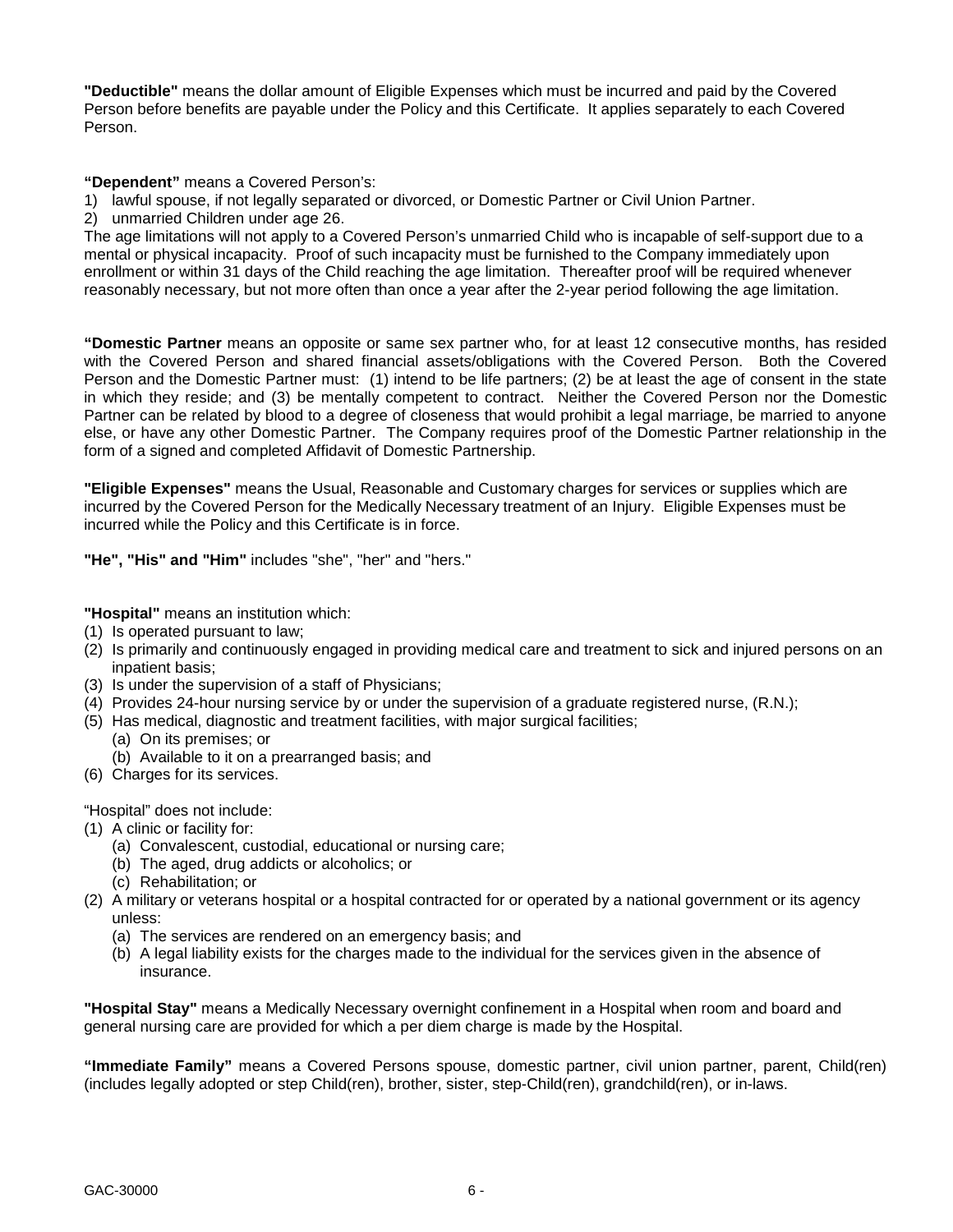**"Deductible"** means the dollar amount of Eligible Expenses which must be incurred and paid by the Covered Person before benefits are payable under the Policy and this Certificate. It applies separately to each Covered Person.

**"Dependent"** means a Covered Person's:

1) lawful spouse, if not legally separated or divorced, or Domestic Partner or Civil Union Partner.
2) unmarried Children under age 26.

The age limitations will not apply to a Covered Person's unmarried Child who is incapable of self-support due to a mental or physical incapacity. Proof of such incapacity must be furnished to the Company immediately upon enrollment or within 31 days of the Child reaching the age limitation. Thereafter proof will be required whenever reasonably necessary, but not more often than once a year after the 2-year period following the age limitation.

**"Domestic Partner** means an opposite or same sex partner who, for at least 12 consecutive months, has resided with the Covered Person and shared financial assets/obligations with the Covered Person. Both the Covered Person and the Domestic Partner must: (1) intend to be life partners; (2) be at least the age of consent in the state in which they reside; and (3) be mentally competent to contract. Neither the Covered Person nor the Domestic Partner can be related by blood to a degree of closeness that would prohibit a legal marriage, be married to anyone else, or have any other Domestic Partner. The Company requires proof of the Domestic Partner relationship in the form of a signed and completed Affidavit of Domestic Partnership.

**"Eligible Expenses"** means the Usual, Reasonable and Customary charges for services or supplies which are incurred by the Covered Person for the Medically Necessary treatment of an Injury. Eligible Expenses must be incurred while the Policy and this Certificate is in force.

**"He", "His" and "Him"** includes "she", "her" and "hers."

**"Hospital"** means an institution which:

(1) Is operated pursuant to law;
(2) Is primarily and continuously engaged in providing medical care and treatment to sick and injured persons on an inpatient basis;
(3) Is under the supervision of a staff of Physicians;
(4) Provides 24-hour nursing service by or under the supervision of a graduate registered nurse, (R.N.);
(5) Has medical, diagnostic and treatment facilities, with major surgical facilities;
    (a) On its premises; or
    (b) Available to it on a prearranged basis; and
(6) Charges for its services.

"Hospital" does not include:

(1) A clinic or facility for:
    (a) Convalescent, custodial, educational or nursing care;
    (b) The aged, drug addicts or alcoholics; or
    (c) Rehabilitation; or
(2) A military or veterans hospital or a hospital contracted for or operated by a national government or its agency unless:
    (a) The services are rendered on an emergency basis; and
    (b) A legal liability exists for the charges made to the individual for the services given in the absence of insurance.

**"Hospital Stay"** means a Medically Necessary overnight confinement in a Hospital when room and board and general nursing care are provided for which a per diem charge is made by the Hospital.

**"Immediate Family"** means a Covered Persons spouse, domestic partner, civil union partner, parent, Child(ren) (includes legally adopted or step Child(ren), brother, sister, step-Child(ren), grandchild(ren), or in-laws.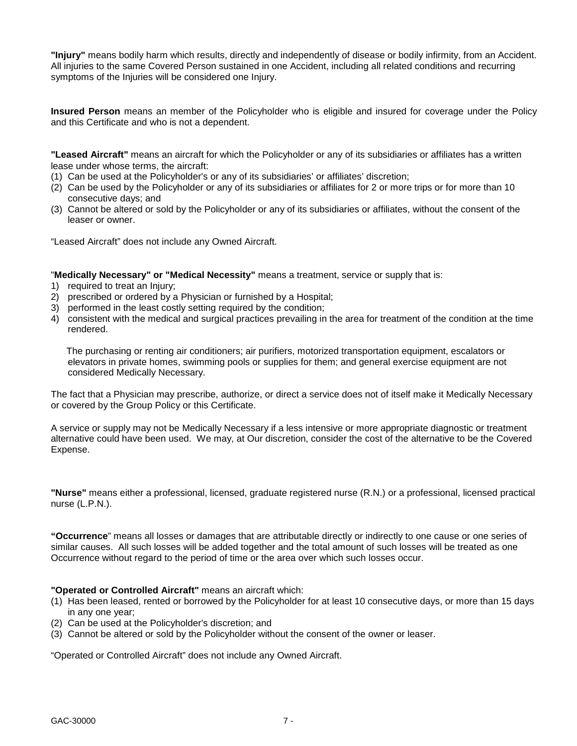**"Injury"** means bodily harm which results, directly and independently of disease or bodily infirmity, from an Accident. All injuries to the same Covered Person sustained in one Accident, including all related conditions and recurring symptoms of the Injuries will be considered one Injury.

**Insured Person** means an member of the Policyholder who is eligible and insured for coverage under the Policy and this Certificate and who is not a dependent.

**"Leased Aircraft"** means an aircraft for which the Policyholder or any of its subsidiaries or affiliates has a written lease under whose terms, the aircraft:

(1) Can be used at the Policyholder's or any of its subsidiaries' or affiliates' discretion;
(2) Can be used by the Policyholder or any of its subsidiaries or affiliates for 2 or more trips or for more than 10 consecutive days; and
(3) Cannot be altered or sold by the Policyholder or any of its subsidiaries or affiliates, without the consent of the leaser or owner.

"Leased Aircraft" does not include any Owned Aircraft.

"**Medically Necessary" or "Medical Necessity"** means a treatment, service or supply that is:

1) required to treat an Injury;
2) prescribed or ordered by a Physician or furnished by a Hospital;
3) performed in the least costly setting required by the condition;
4) consistent with the medical and surgical practices prevailing in the area for treatment of the condition at the time rendered.

The purchasing or renting air conditioners; air purifiers, motorized transportation equipment, escalators or elevators in private homes, swimming pools or supplies for them; and general exercise equipment are not considered Medically Necessary.

The fact that a Physician may prescribe, authorize, or direct a service does not of itself make it Medically Necessary or covered by the Group Policy or this Certificate.

A service or supply may not be Medically Necessary if a less intensive or more appropriate diagnostic or treatment alternative could have been used. We may, at Our discretion, consider the cost of the alternative to be the Covered Expense.

**"Nurse"** means either a professional, licensed, graduate registered nurse (R.N.) or a professional, licensed practical nurse (L.P.N.).

**"Occurrence**" means all losses or damages that are attributable directly or indirectly to one cause or one series of similar causes. All such losses will be added together and the total amount of such losses will be treated as one Occurrence without regard to the period of time or the area over which such losses occur.

**"Operated or Controlled Aircraft"** means an aircraft which:

(1) Has been leased, rented or borrowed by the Policyholder for at least 10 consecutive days, or more than 15 days in any one year;
(2) Can be used at the Policyholder's discretion; and
(3) Cannot be altered or sold by the Policyholder without the consent of the owner or leaser.

"Operated or Controlled Aircraft" does not include any Owned Aircraft.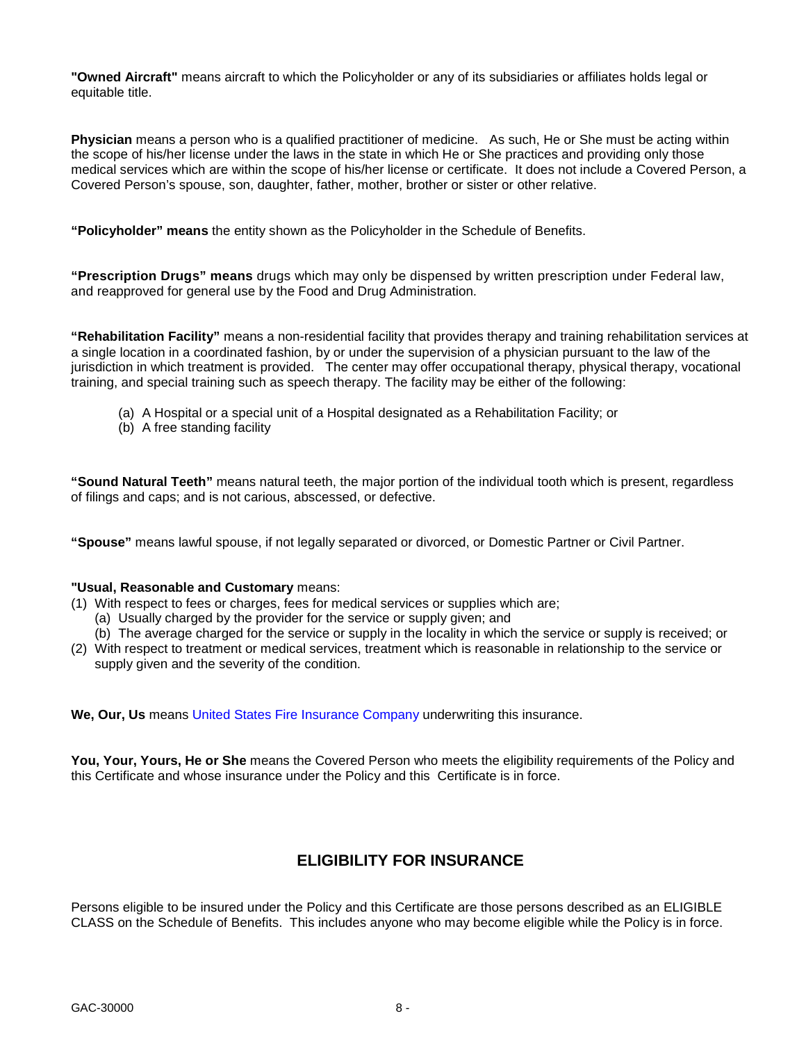**"Owned Aircraft"** means aircraft to which the Policyholder or any of its subsidiaries or affiliates holds legal or equitable title.

**Physician** means a person who is a qualified practitioner of medicine. As such, He or She must be acting within the scope of his/her license under the laws in the state in which He or She practices and providing only those medical services which are within the scope of his/her license or certificate. It does not include a Covered Person, a Covered Person's spouse, son, daughter, father, mother, brother or sister or other relative.

**"Policyholder" means** the entity shown as the Policyholder in the Schedule of Benefits.

**"Prescription Drugs" means** drugs which may only be dispensed by written prescription under Federal law, and reapproved for general use by the Food and Drug Administration.

**"Rehabilitation Facility"** means a non-residential facility that provides therapy and training rehabilitation services at a single location in a coordinated fashion, by or under the supervision of a physician pursuant to the law of the jurisdiction in which treatment is provided. The center may offer occupational therapy, physical therapy, vocational training, and special training such as speech therapy. The facility may be either of the following:

(a) A Hospital or a special unit of a Hospital designated as a Rehabilitation Facility; or
(b) A free standing facility

**"Sound Natural Teeth"** means natural teeth, the major portion of the individual tooth which is present, regardless of filings and caps; and is not carious, abscessed, or defective.

**"Spouse"** means lawful spouse, if not legally separated or divorced, or Domestic Partner or Civil Partner.

**"Usual, Reasonable and Customary** means:

(1) With respect to fees or charges, fees for medical services or supplies which are;
   (a) Usually charged by the provider for the service or supply given; and
   (b) The average charged for the service or supply in the locality in which the service or supply is received; or
(2) With respect to treatment or medical services, treatment which is reasonable in relationship to the service or supply given and the severity of the condition.

**We, Our, Us** means United States Fire Insurance Company underwriting this insurance.

**You, Your, Yours, He or She** means the Covered Person who meets the eligibility requirements of the Policy and this Certificate and whose insurance under the Policy and this Certificate is in force.

## ELIGIBILITY FOR INSURANCE

Persons eligible to be insured under the Policy and this Certificate are those persons described as an ELIGIBLE CLASS on the Schedule of Benefits. This includes anyone who may become eligible while the Policy is in force.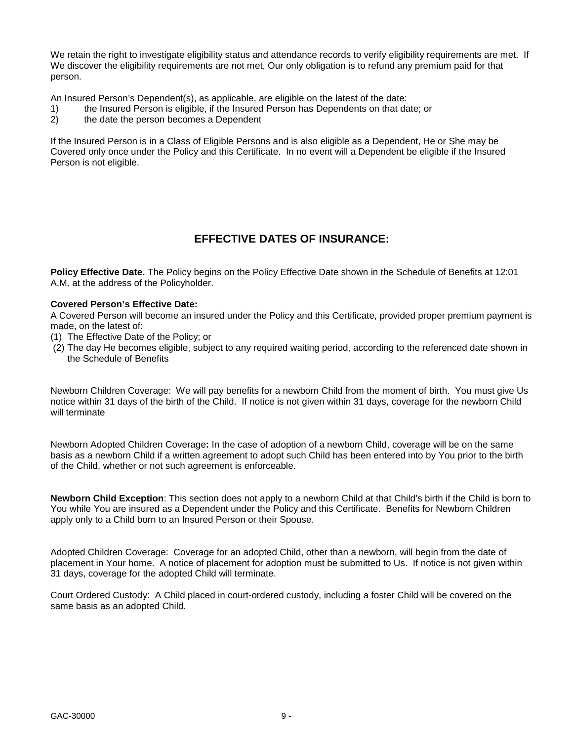We retain the right to investigate eligibility status and attendance records to verify eligibility requirements are met. If We discover the eligibility requirements are not met, Our only obligation is to refund any premium paid for that person.

An Insured Person's Dependent(s), as applicable, are eligible on the latest of the date:

1) the Insured Person is eligible, if the Insured Person has Dependents on that date; or
2) the date the person becomes a Dependent

If the Insured Person is in a Class of Eligible Persons and is also eligible as a Dependent, He or She may be Covered only once under the Policy and this Certificate. In no event will a Dependent be eligible if the Insured Person is not eligible.

## EFFECTIVE DATES OF INSURANCE:

**Policy Effective Date.** The Policy begins on the Policy Effective Date shown in the Schedule of Benefits at 12:01 A.M. at the address of the Policyholder.

**Covered Person's Effective Date:**

A Covered Person will become an insured under the Policy and this Certificate, provided proper premium payment is made, on the latest of:

(1) The Effective Date of the Policy; or
(2) The day He becomes eligible, subject to any required waiting period, according to the referenced date shown in the Schedule of Benefits

Newborn Children Coverage: We will pay benefits for a newborn Child from the moment of birth. You must give Us notice within 31 days of the birth of the Child. If notice is not given within 31 days, coverage for the newborn Child will terminate

Newborn Adopted Children Coverage**:** In the case of adoption of a newborn Child, coverage will be on the same basis as a newborn Child if a written agreement to adopt such Child has been entered into by You prior to the birth of the Child, whether or not such agreement is enforceable.

**Newborn Child Exception**: This section does not apply to a newborn Child at that Child's birth if the Child is born to You while You are insured as a Dependent under the Policy and this Certificate. Benefits for Newborn Children apply only to a Child born to an Insured Person or their Spouse.

Adopted Children Coverage: Coverage for an adopted Child, other than a newborn, will begin from the date of placement in Your home. A notice of placement for adoption must be submitted to Us. If notice is not given within 31 days, coverage for the adopted Child will terminate.

Court Ordered Custody: A Child placed in court-ordered custody, including a foster Child will be covered on the same basis as an adopted Child.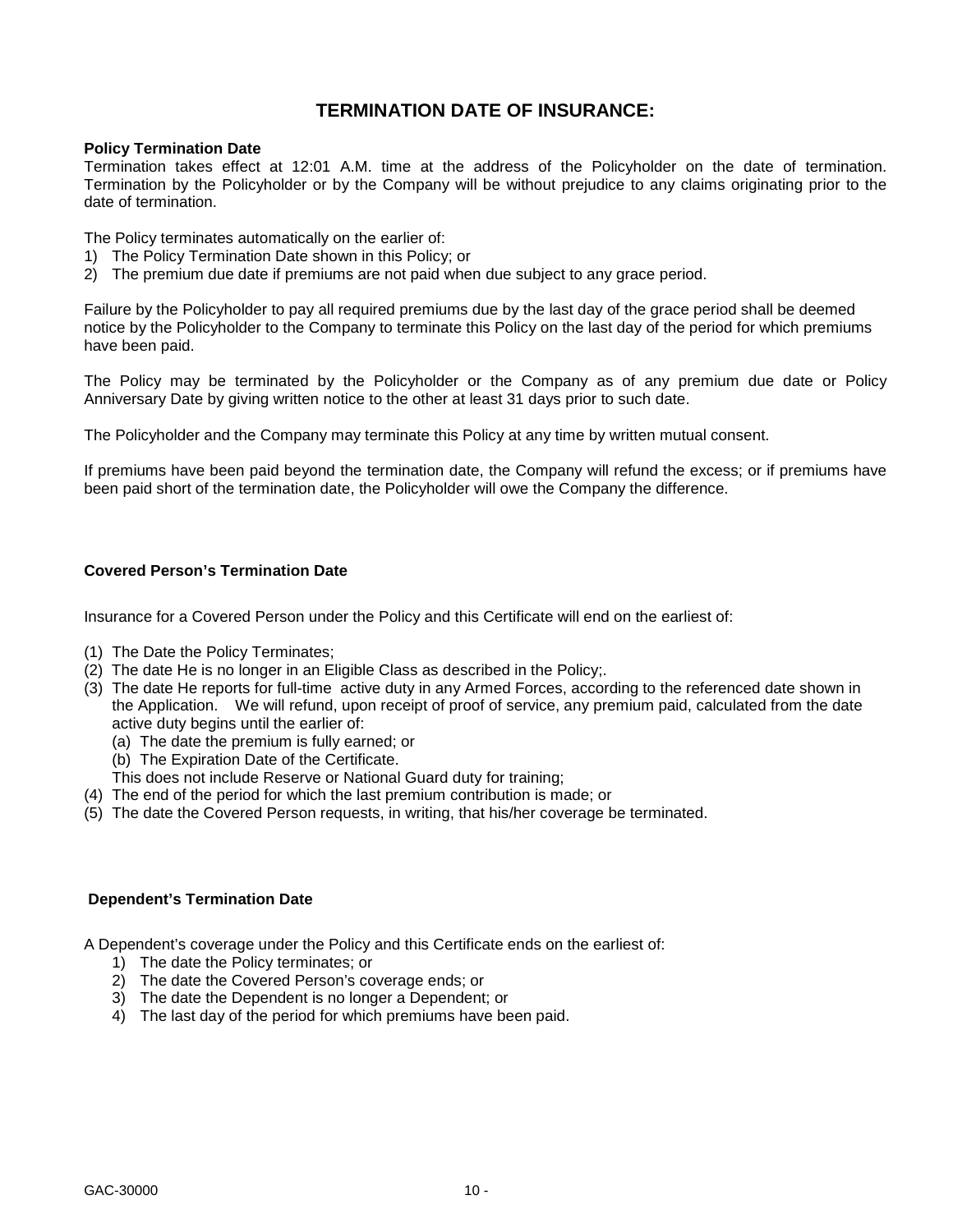# TERMINATION DATE OF INSURANCE:

**Policy Termination Date**

Termination takes effect at 12:01 A.M. time at the address of the Policyholder on the date of termination. Termination by the Policyholder or by the Company will be without prejudice to any claims originating prior to the date of termination.

The Policy terminates automatically on the earlier of:

1) The Policy Termination Date shown in this Policy; or
2) The premium due date if premiums are not paid when due subject to any grace period.

Failure by the Policyholder to pay all required premiums due by the last day of the grace period shall be deemed notice by the Policyholder to the Company to terminate this Policy on the last day of the period for which premiums have been paid.

The Policy may be terminated by the Policyholder or the Company as of any premium due date or Policy Anniversary Date by giving written notice to the other at least 31 days prior to such date.

The Policyholder and the Company may terminate this Policy at any time by written mutual consent.

If premiums have been paid beyond the termination date, the Company will refund the excess; or if premiums have been paid short of the termination date, the Policyholder will owe the Company the difference.

**Covered Person's Termination Date**

Insurance for a Covered Person under the Policy and this Certificate will end on the earliest of:

(1) The Date the Policy Terminates;
(2) The date He is no longer in an Eligible Class as described in the Policy;.
(3) The date He reports for full-time active duty in any Armed Forces, according to the referenced date shown in the Application. We will refund, upon receipt of proof of service, any premium paid, calculated from the date active duty begins until the earlier of:
    (a) The date the premium is fully earned; or
    (b) The Expiration Date of the Certificate.

    This does not include Reserve or National Guard duty for training;
(4) The end of the period for which the last premium contribution is made; or
(5) The date the Covered Person requests, in writing, that his/her coverage be terminated.

**Dependent's Termination Date**

A Dependent's coverage under the Policy and this Certificate ends on the earliest of:

1) The date the Policy terminates; or
2) The date the Covered Person's coverage ends; or
3) The date the Dependent is no longer a Dependent; or
4) The last day of the period for which premiums have been paid.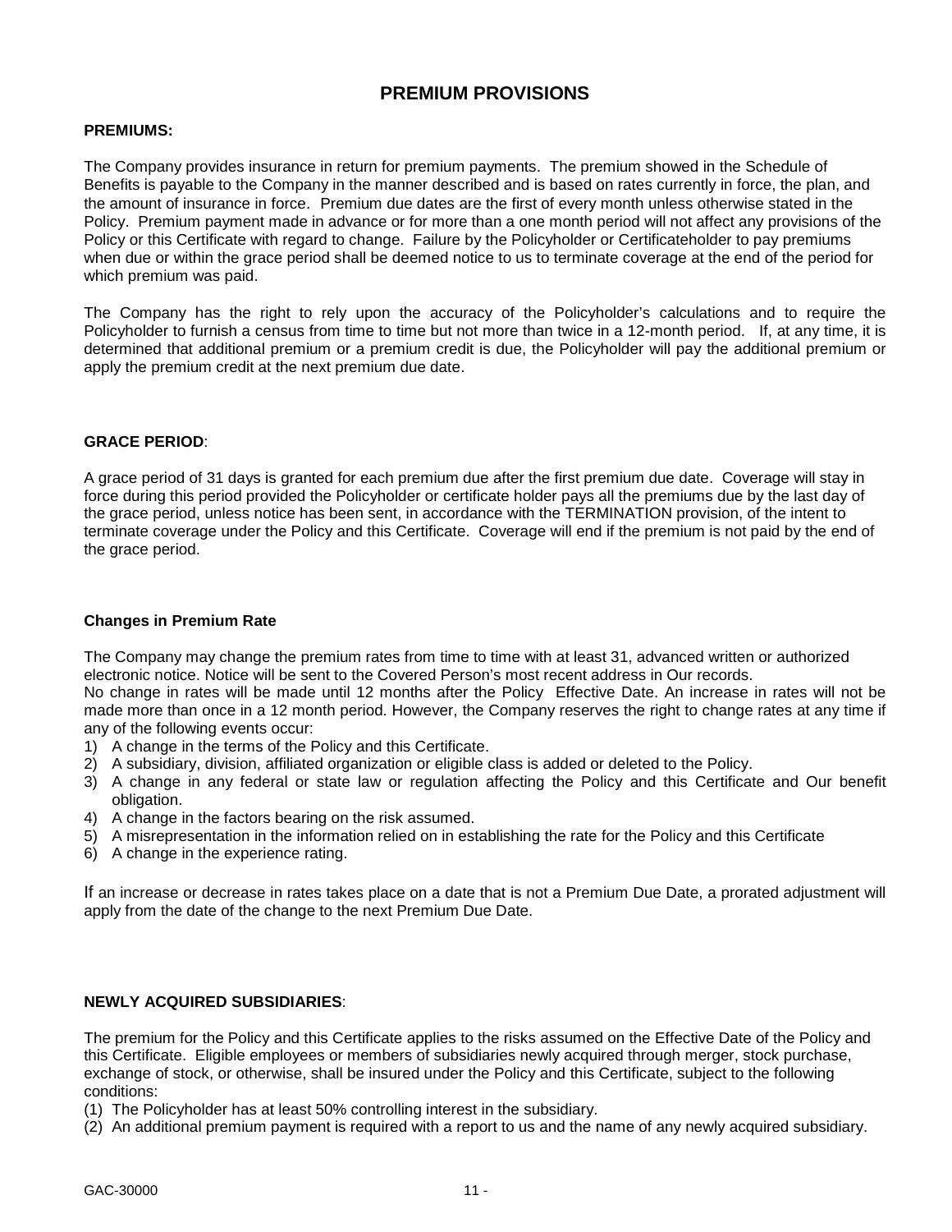# PREMIUM PROVISIONS

**PREMIUMS:**

The Company provides insurance in return for premium payments. The premium showed in the Schedule of Benefits is payable to the Company in the manner described and is based on rates currently in force, the plan, and the amount of insurance in force. Premium due dates are the first of every month unless otherwise stated in the Policy. Premium payment made in advance or for more than a one month period will not affect any provisions of the Policy or this Certificate with regard to change. Failure by the Policyholder or Certificateholder to pay premiums when due or within the grace period shall be deemed notice to us to terminate coverage at the end of the period for which premium was paid.

The Company has the right to rely upon the accuracy of the Policyholder's calculations and to require the Policyholder to furnish a census from time to time but not more than twice in a 12-month period. If, at any time, it is determined that additional premium or a premium credit is due, the Policyholder will pay the additional premium or apply the premium credit at the next premium due date.

**GRACE PERIOD**:

A grace period of 31 days is granted for each premium due after the first premium due date. Coverage will stay in force during this period provided the Policyholder or certificate holder pays all the premiums due by the last day of the grace period, unless notice has been sent, in accordance with the TERMINATION provision, of the intent to terminate coverage under the Policy and this Certificate. Coverage will end if the premium is not paid by the end of the grace period.

**Changes in Premium Rate**

The Company may change the premium rates from time to time with at least 31, advanced written or authorized electronic notice. Notice will be sent to the Covered Person's most recent address in Our records.
No change in rates will be made until 12 months after the Policy Effective Date. An increase in rates will not be made more than once in a 12 month period. However, the Company reserves the right to change rates at any time if any of the following events occur:

1) A change in the terms of the Policy and this Certificate.
2) A subsidiary, division, affiliated organization or eligible class is added or deleted to the Policy.
3) A change in any federal or state law or regulation affecting the Policy and this Certificate and Our benefit obligation.
4) A change in the factors bearing on the risk assumed.
5) A misrepresentation in the information relied on in establishing the rate for the Policy and this Certificate
6) A change in the experience rating.

If an increase or decrease in rates takes place on a date that is not a Premium Due Date, a prorated adjustment will apply from the date of the change to the next Premium Due Date.

**NEWLY ACQUIRED SUBSIDIARIES**:

The premium for the Policy and this Certificate applies to the risks assumed on the Effective Date of the Policy and this Certificate. Eligible employees or members of subsidiaries newly acquired through merger, stock purchase, exchange of stock, or otherwise, shall be insured under the Policy and this Certificate, subject to the following conditions:

(1) The Policyholder has at least 50% controlling interest in the subsidiary.
(2) An additional premium payment is required with a report to us and the name of any newly acquired subsidiary.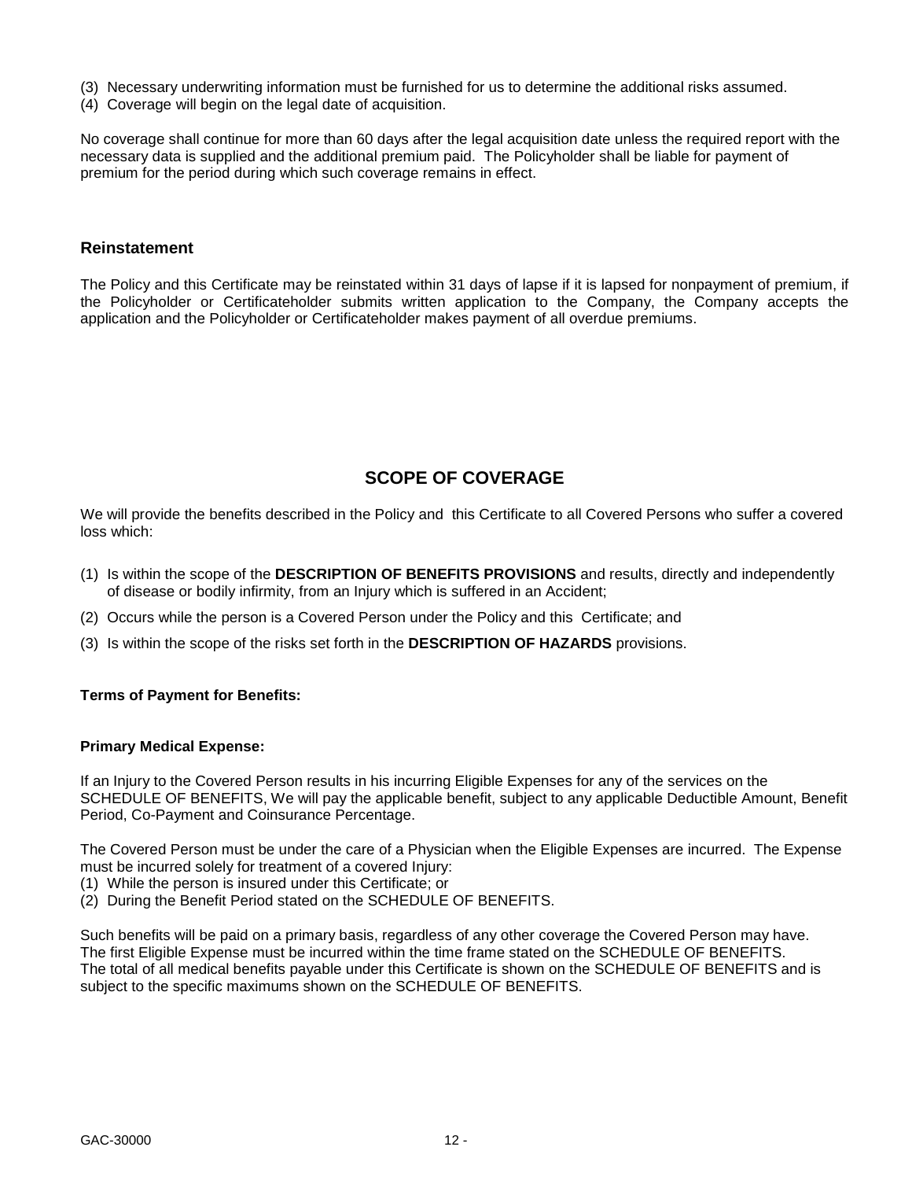(3) Necessary underwriting information must be furnished for us to determine the additional risks assumed.
(4) Coverage will begin on the legal date of acquisition.

No coverage shall continue for more than 60 days after the legal acquisition date unless the required report with the necessary data is supplied and the additional premium paid. The Policyholder shall be liable for payment of premium for the period during which such coverage remains in effect.

### Reinstatement

The Policy and this Certificate may be reinstated within 31 days of lapse if it is lapsed for nonpayment of premium, if the Policyholder or Certificateholder submits written application to the Company, the Company accepts the application and the Policyholder or Certificateholder makes payment of all overdue premiums.

## SCOPE OF COVERAGE

We will provide the benefits described in the Policy and this Certificate to all Covered Persons who suffer a covered loss which:

(1) Is within the scope of the **DESCRIPTION OF BENEFITS PROVISIONS** and results, directly and independently of disease or bodily infirmity, from an Injury which is suffered in an Accident;
(2) Occurs while the person is a Covered Person under the Policy and this Certificate; and
(3) Is within the scope of the risks set forth in the **DESCRIPTION OF HAZARDS** provisions.

**Terms of Payment for Benefits:**

**Primary Medical Expense:**

If an Injury to the Covered Person results in his incurring Eligible Expenses for any of the services on the SCHEDULE OF BENEFITS, We will pay the applicable benefit, subject to any applicable Deductible Amount, Benefit Period, Co-Payment and Coinsurance Percentage.

The Covered Person must be under the care of a Physician when the Eligible Expenses are incurred. The Expense must be incurred solely for treatment of a covered Injury:
(1) While the person is insured under this Certificate; or
(2) During the Benefit Period stated on the SCHEDULE OF BENEFITS.

Such benefits will be paid on a primary basis, regardless of any other coverage the Covered Person may have. The first Eligible Expense must be incurred within the time frame stated on the SCHEDULE OF BENEFITS. The total of all medical benefits payable under this Certificate is shown on the SCHEDULE OF BENEFITS and is subject to the specific maximums shown on the SCHEDULE OF BENEFITS.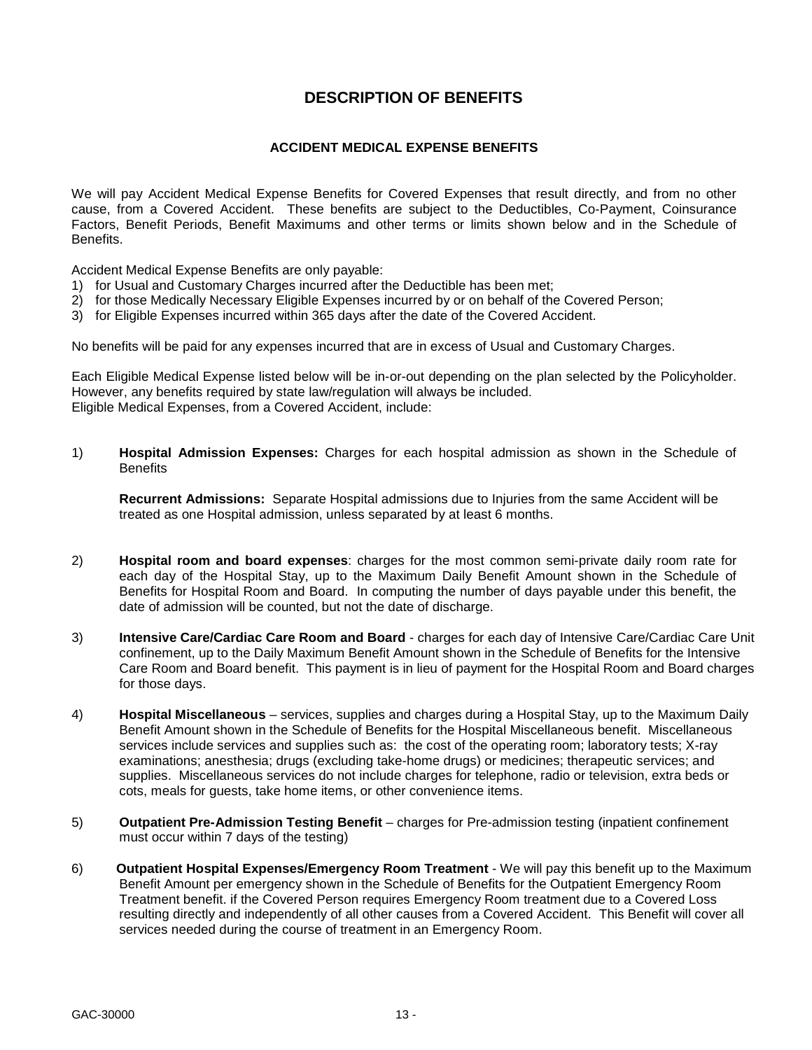# DESCRIPTION OF BENEFITS

## ACCIDENT MEDICAL EXPENSE BENEFITS

We will pay Accident Medical Expense Benefits for Covered Expenses that result directly, and from no other cause, from a Covered Accident. These benefits are subject to the Deductibles, Co-Payment, Coinsurance Factors, Benefit Periods, Benefit Maximums and other terms or limits shown below and in the Schedule of Benefits.

Accident Medical Expense Benefits are only payable:

1) for Usual and Customary Charges incurred after the Deductible has been met;
2) for those Medically Necessary Eligible Expenses incurred by or on behalf of the Covered Person;
3) for Eligible Expenses incurred within 365 days after the date of the Covered Accident.

No benefits will be paid for any expenses incurred that are in excess of Usual and Customary Charges.

Each Eligible Medical Expense listed below will be in-or-out depending on the plan selected by the Policyholder. However, any benefits required by state law/regulation will always be included.
Eligible Medical Expenses, from a Covered Accident, include:

1) **Hospital Admission Expenses:** Charges for each hospital admission as shown in the Schedule of Benefits

   **Recurrent Admissions:** Separate Hospital admissions due to Injuries from the same Accident will be treated as one Hospital admission, unless separated by at least 6 months.

2) **Hospital room and board expenses**: charges for the most common semi-private daily room rate for each day of the Hospital Stay, up to the Maximum Daily Benefit Amount shown in the Schedule of Benefits for Hospital Room and Board. In computing the number of days payable under this benefit, the date of admission will be counted, but not the date of discharge.

3) **Intensive Care/Cardiac Care Room and Board** - charges for each day of Intensive Care/Cardiac Care Unit confinement, up to the Daily Maximum Benefit Amount shown in the Schedule of Benefits for the Intensive Care Room and Board benefit. This payment is in lieu of payment for the Hospital Room and Board charges for those days.

4) **Hospital Miscellaneous** – services, supplies and charges during a Hospital Stay, up to the Maximum Daily Benefit Amount shown in the Schedule of Benefits for the Hospital Miscellaneous benefit. Miscellaneous services include services and supplies such as: the cost of the operating room; laboratory tests; X-ray examinations; anesthesia; drugs (excluding take-home drugs) or medicines; therapeutic services; and supplies. Miscellaneous services do not include charges for telephone, radio or television, extra beds or cots, meals for guests, take home items, or other convenience items.

5) **Outpatient Pre-Admission Testing Benefit** – charges for Pre-admission testing (inpatient confinement must occur within 7 days of the testing)

6) **Outpatient Hospital Expenses/Emergency Room Treatment** - We will pay this benefit up to the Maximum Benefit Amount per emergency shown in the Schedule of Benefits for the Outpatient Emergency Room Treatment benefit. if the Covered Person requires Emergency Room treatment due to a Covered Loss resulting directly and independently of all other causes from a Covered Accident. This Benefit will cover all services needed during the course of treatment in an Emergency Room.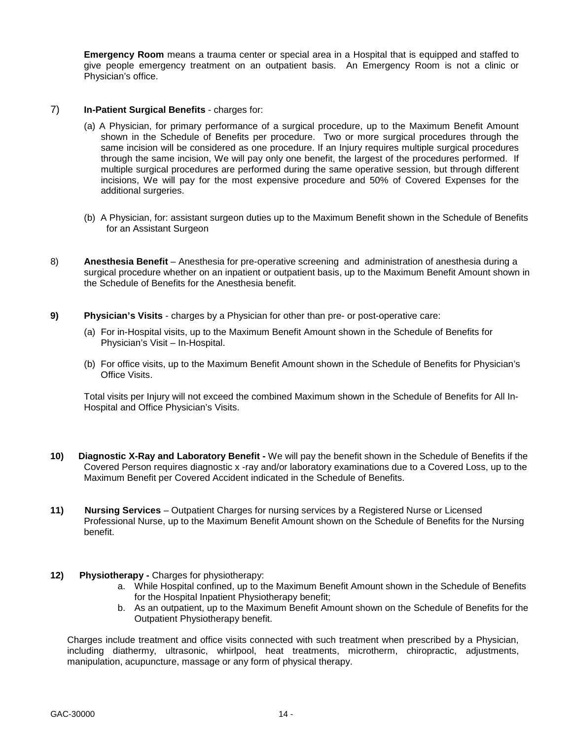**Emergency Room** means a trauma center or special area in a Hospital that is equipped and staffed to give people emergency treatment on an outpatient basis. An Emergency Room is not a clinic or Physician's office.

7) **In-Patient Surgical Benefits** - charges for:

(a) A Physician, for primary performance of a surgical procedure, up to the Maximum Benefit Amount shown in the Schedule of Benefits per procedure. Two or more surgical procedures through the same incision will be considered as one procedure. If an Injury requires multiple surgical procedures through the same incision, We will pay only one benefit, the largest of the procedures performed. If multiple surgical procedures are performed during the same operative session, but through different incisions, We will pay for the most expensive procedure and 50% of Covered Expenses for the additional surgeries.

(b) A Physician, for: assistant surgeon duties up to the Maximum Benefit shown in the Schedule of Benefits for an Assistant Surgeon

8) **Anesthesia Benefit** – Anesthesia for pre-operative screening and administration of anesthesia during a surgical procedure whether on an inpatient or outpatient basis, up to the Maximum Benefit Amount shown in the Schedule of Benefits for the Anesthesia benefit.

**9) Physician's Visits** - charges by a Physician for other than pre- or post-operative care:

(a) For in-Hospital visits, up to the Maximum Benefit Amount shown in the Schedule of Benefits for Physician's Visit – In-Hospital.

(b) For office visits, up to the Maximum Benefit Amount shown in the Schedule of Benefits for Physician's Office Visits.

Total visits per Injury will not exceed the combined Maximum shown in the Schedule of Benefits for All In-Hospital and Office Physician's Visits.

**10) Diagnostic X-Ray and Laboratory Benefit -** We will pay the benefit shown in the Schedule of Benefits if the Covered Person requires diagnostic x -ray and/or laboratory examinations due to a Covered Loss, up to the Maximum Benefit per Covered Accident indicated in the Schedule of Benefits.

**11) Nursing Services** – Outpatient Charges for nursing services by a Registered Nurse or Licensed Professional Nurse, up to the Maximum Benefit Amount shown on the Schedule of Benefits for the Nursing benefit.

**12) Physiotherapy -** Charges for physiotherapy:

a. While Hospital confined, up to the Maximum Benefit Amount shown in the Schedule of Benefits for the Hospital Inpatient Physiotherapy benefit;
b. As an outpatient, up to the Maximum Benefit Amount shown on the Schedule of Benefits for the Outpatient Physiotherapy benefit.

Charges include treatment and office visits connected with such treatment when prescribed by a Physician, including diathermy, ultrasonic, whirlpool, heat treatments, microtherm, chiropractic, adjustments, manipulation, acupuncture, massage or any form of physical therapy.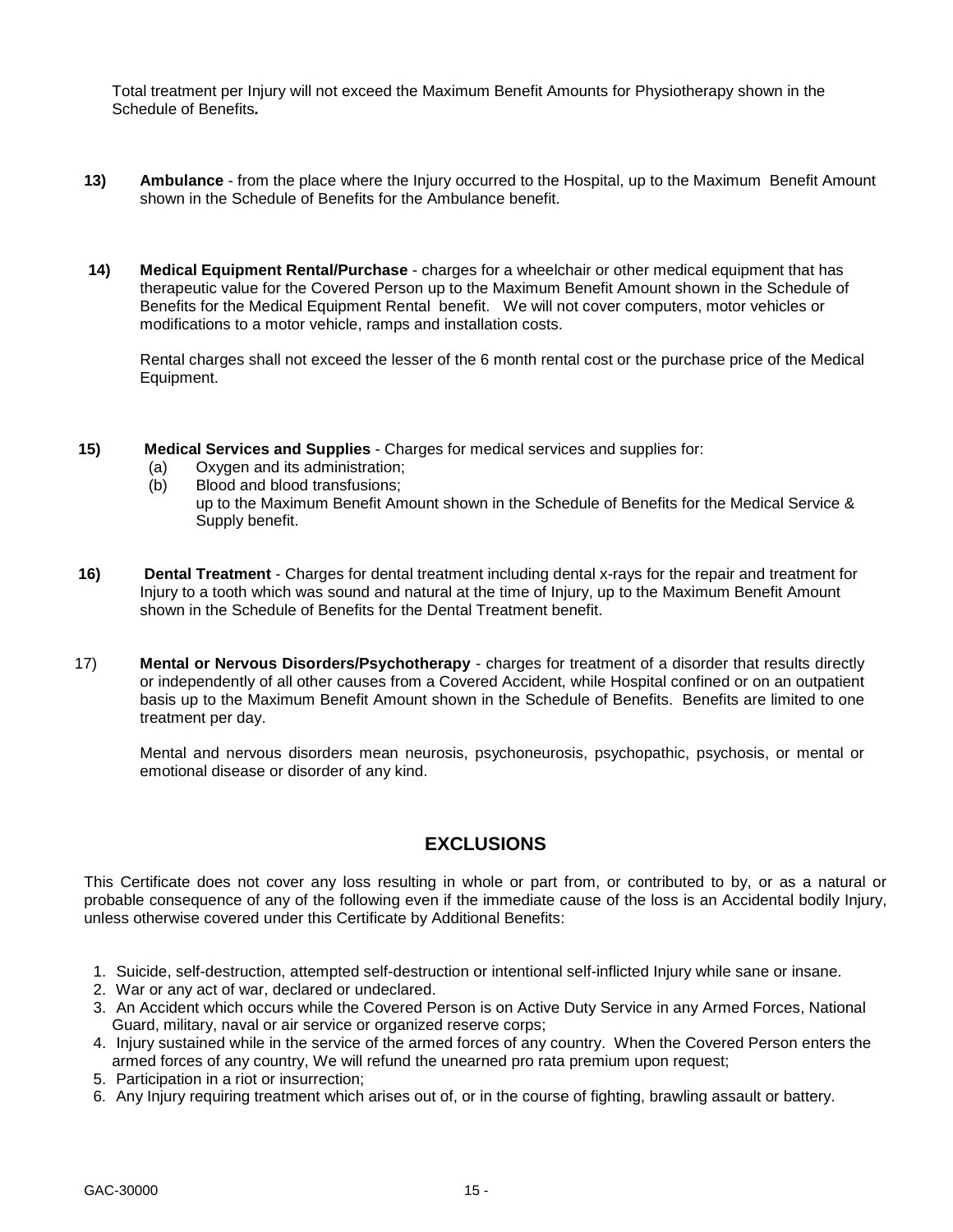Total treatment per Injury will not exceed the Maximum Benefit Amounts for Physiotherapy shown in the Schedule of Benefits**.**

**13)** **Ambulance** - from the place where the Injury occurred to the Hospital, up to the Maximum Benefit Amount shown in the Schedule of Benefits for the Ambulance benefit.

**14)** **Medical Equipment Rental/Purchase** - charges for a wheelchair or other medical equipment that has therapeutic value for the Covered Person up to the Maximum Benefit Amount shown in the Schedule of Benefits for the Medical Equipment Rental benefit. We will not cover computers, motor vehicles or modifications to a motor vehicle, ramps and installation costs.

Rental charges shall not exceed the lesser of the 6 month rental cost or the purchase price of the Medical Equipment.

**15)** **Medical Services and Supplies** - Charges for medical services and supplies for:

(a) Oxygen and its administration;
(b) Blood and blood transfusions;

up to the Maximum Benefit Amount shown in the Schedule of Benefits for the Medical Service & Supply benefit.

**16)** **Dental Treatment** - Charges for dental treatment including dental x-rays for the repair and treatment for Injury to a tooth which was sound and natural at the time of Injury, up to the Maximum Benefit Amount shown in the Schedule of Benefits for the Dental Treatment benefit.

17) **Mental or Nervous Disorders/Psychotherapy** - charges for treatment of a disorder that results directly or independently of all other causes from a Covered Accident, while Hospital confined or on an outpatient basis up to the Maximum Benefit Amount shown in the Schedule of Benefits. Benefits are limited to one treatment per day.

Mental and nervous disorders mean neurosis, psychoneurosis, psychopathic, psychosis, or mental or emotional disease or disorder of any kind.

## EXCLUSIONS

This Certificate does not cover any loss resulting in whole or part from, or contributed to by, or as a natural or probable consequence of any of the following even if the immediate cause of the loss is an Accidental bodily Injury, unless otherwise covered under this Certificate by Additional Benefits:

1. Suicide, self-destruction, attempted self-destruction or intentional self-inflicted Injury while sane or insane.
2. War or any act of war, declared or undeclared.
3. An Accident which occurs while the Covered Person is on Active Duty Service in any Armed Forces, National Guard, military, naval or air service or organized reserve corps;
4. Injury sustained while in the service of the armed forces of any country. When the Covered Person enters the armed forces of any country, We will refund the unearned pro rata premium upon request;
5. Participation in a riot or insurrection;
6. Any Injury requiring treatment which arises out of, or in the course of fighting, brawling assault or battery.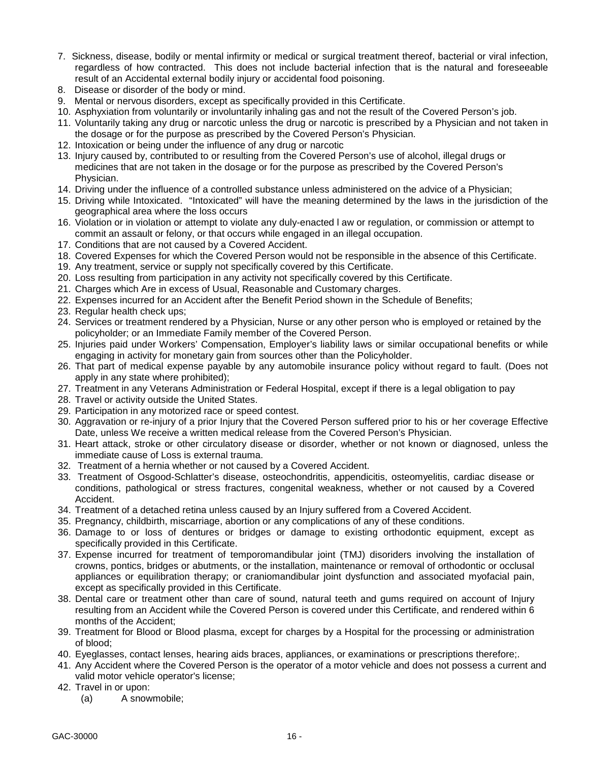7. Sickness, disease, bodily or mental infirmity or medical or surgical treatment thereof, bacterial or viral infection, regardless of how contracted. This does not include bacterial infection that is the natural and foreseeable result of an Accidental external bodily injury or accidental food poisoning.
8. Disease or disorder of the body or mind.
9. Mental or nervous disorders, except as specifically provided in this Certificate.
10. Asphyxiation from voluntarily or involuntarily inhaling gas and not the result of the Covered Person's job.
11. Voluntarily taking any drug or narcotic unless the drug or narcotic is prescribed by a Physician and not taken in the dosage or for the purpose as prescribed by the Covered Person's Physician.
12. Intoxication or being under the influence of any drug or narcotic
13. Injury caused by, contributed to or resulting from the Covered Person's use of alcohol, illegal drugs or medicines that are not taken in the dosage or for the purpose as prescribed by the Covered Person's Physician.
14. Driving under the influence of a controlled substance unless administered on the advice of a Physician;
15. Driving while Intoxicated. "Intoxicated" will have the meaning determined by the laws in the jurisdiction of the geographical area where the loss occurs
16. Violation or in violation or attempt to violate any duly-enacted l aw or regulation, or commission or attempt to commit an assault or felony, or that occurs while engaged in an illegal occupation.
17. Conditions that are not caused by a Covered Accident.
18. Covered Expenses for which the Covered Person would not be responsible in the absence of this Certificate.
19. Any treatment, service or supply not specifically covered by this Certificate.
20. Loss resulting from participation in any activity not specifically covered by this Certificate.
21. Charges which Are in excess of Usual, Reasonable and Customary charges.
22. Expenses incurred for an Accident after the Benefit Period shown in the Schedule of Benefits;
23. Regular health check ups;
24. Services or treatment rendered by a Physician, Nurse or any other person who is employed or retained by the policyholder; or an Immediate Family member of the Covered Person.
25. Injuries paid under Workers' Compensation, Employer's liability laws or similar occupational benefits or while engaging in activity for monetary gain from sources other than the Policyholder.
26. That part of medical expense payable by any automobile insurance policy without regard to fault. (Does not apply in any state where prohibited);
27. Treatment in any Veterans Administration or Federal Hospital, except if there is a legal obligation to pay
28. Travel or activity outside the United States.
29. Participation in any motorized race or speed contest.
30. Aggravation or re-injury of a prior Injury that the Covered Person suffered prior to his or her coverage Effective Date, unless We receive a written medical release from the Covered Person's Physician.
31. Heart attack, stroke or other circulatory disease or disorder, whether or not known or diagnosed, unless the immediate cause of Loss is external trauma.
32. Treatment of a hernia whether or not caused by a Covered Accident.
33. Treatment of Osgood-Schlatter's disease, osteochondritis, appendicitis, osteomyelitis, cardiac disease or conditions, pathological or stress fractures, congenital weakness, whether or not caused by a Covered Accident.
34. Treatment of a detached retina unless caused by an Injury suffered from a Covered Accident.
35. Pregnancy, childbirth, miscarriage, abortion or any complications of any of these conditions.
36. Damage to or loss of dentures or bridges or damage to existing orthodontic equipment, except as specifically provided in this Certificate.
37. Expense incurred for treatment of temporomandibular joint (TMJ) disoriders involving the installation of crowns, pontics, bridges or abutments, or the installation, maintenance or removal of orthodontic or occlusal appliances or equilibration therapy; or craniomandibular joint dysfunction and associated myofacial pain, except as specifically provided in this Certificate.
38. Dental care or treatment other than care of sound, natural teeth and gums required on account of Injury resulting from an Accident while the Covered Person is covered under this Certificate, and rendered within 6 months of the Accident;
39. Treatment for Blood or Blood plasma, except for charges by a Hospital for the processing or administration of blood;
40. Eyeglasses, contact lenses, hearing aids braces, appliances, or examinations or prescriptions therefore;.
41. Any Accident where the Covered Person is the operator of a motor vehicle and does not possess a current and valid motor vehicle operator's license;
42. Travel in or upon:
    (a) A snowmobile;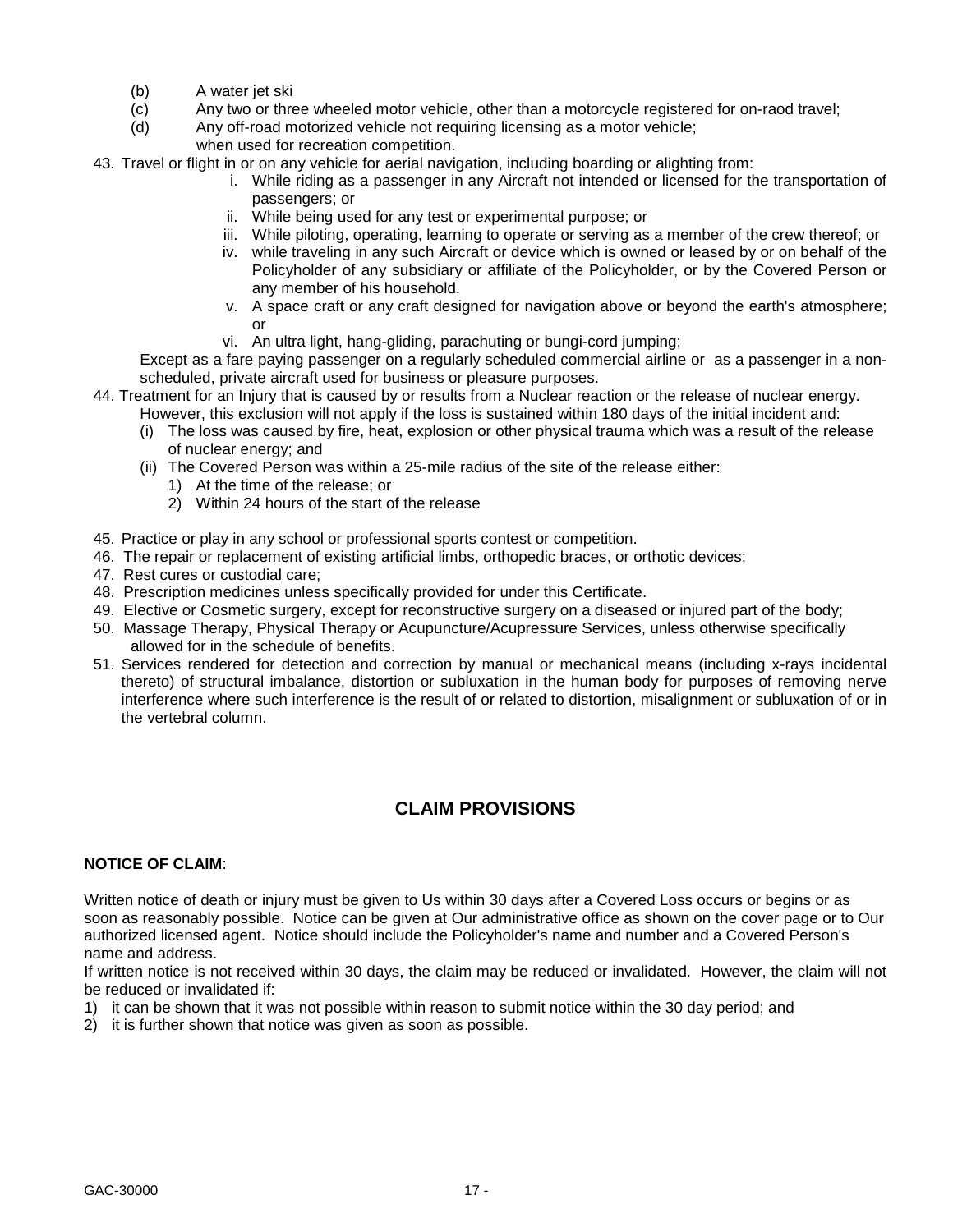(b) A water jet ski
(c) Any two or three wheeled motor vehicle, other than a motorcycle registered for on-raod travel;
(d) Any off-road motorized vehicle not requiring licensing as a motor vehicle;
when used for recreation competition.

43. Travel or flight in or on any vehicle for aerial navigation, including boarding or alighting from:
    i. While riding as a passenger in any Aircraft not intended or licensed for the transportation of passengers; or
    ii. While being used for any test or experimental purpose; or
    iii. While piloting, operating, learning to operate or serving as a member of the crew thereof; or
    iv. while traveling in any such Aircraft or device which is owned or leased by or on behalf of the Policyholder of any subsidiary or affiliate of the Policyholder, or by the Covered Person or any member of his household.
    v. A space craft or any craft designed for navigation above or beyond the earth's atmosphere; or
    vi. An ultra light, hang-gliding, parachuting or bungi-cord jumping;

    Except as a fare paying passenger on a regularly scheduled commercial airline or as a passenger in a non-scheduled, private aircraft used for business or pleasure purposes.
44. Treatment for an Injury that is caused by or results from a Nuclear reaction or the release of nuclear energy. However, this exclusion will not apply if the loss is sustained within 180 days of the initial incident and:
    (i) The loss was caused by fire, heat, explosion or other physical trauma which was a result of the release of nuclear energy; and
    (ii) The Covered Person was within a 25-mile radius of the site of the release either:
        1) At the time of the release; or
        2) Within 24 hours of the start of the release
45. Practice or play in any school or professional sports contest or competition.
46. The repair or replacement of existing artificial limbs, orthopedic braces, or orthotic devices;
47. Rest cures or custodial care;
48. Prescription medicines unless specifically provided for under this Certificate.
49. Elective or Cosmetic surgery, except for reconstructive surgery on a diseased or injured part of the body;
50. Massage Therapy, Physical Therapy or Acupuncture/Acupressure Services, unless otherwise specifically allowed for in the schedule of benefits.
51. Services rendered for detection and correction by manual or mechanical means (including x-rays incidental thereto) of structural imbalance, distortion or subluxation in the human body for purposes of removing nerve interference where such interference is the result of or related to distortion, misalignment or subluxation of or in the vertebral column.

## CLAIM PROVISIONS

**NOTICE OF CLAIM**:

Written notice of death or injury must be given to Us within 30 days after a Covered Loss occurs or begins or as soon as reasonably possible. Notice can be given at Our administrative office as shown on the cover page or to Our authorized licensed agent. Notice should include the Policyholder's name and number and a Covered Person's name and address.

If written notice is not received within 30 days, the claim may be reduced or invalidated. However, the claim will not be reduced or invalidated if:

1) it can be shown that it was not possible within reason to submit notice within the 30 day period; and
2) it is further shown that notice was given as soon as possible.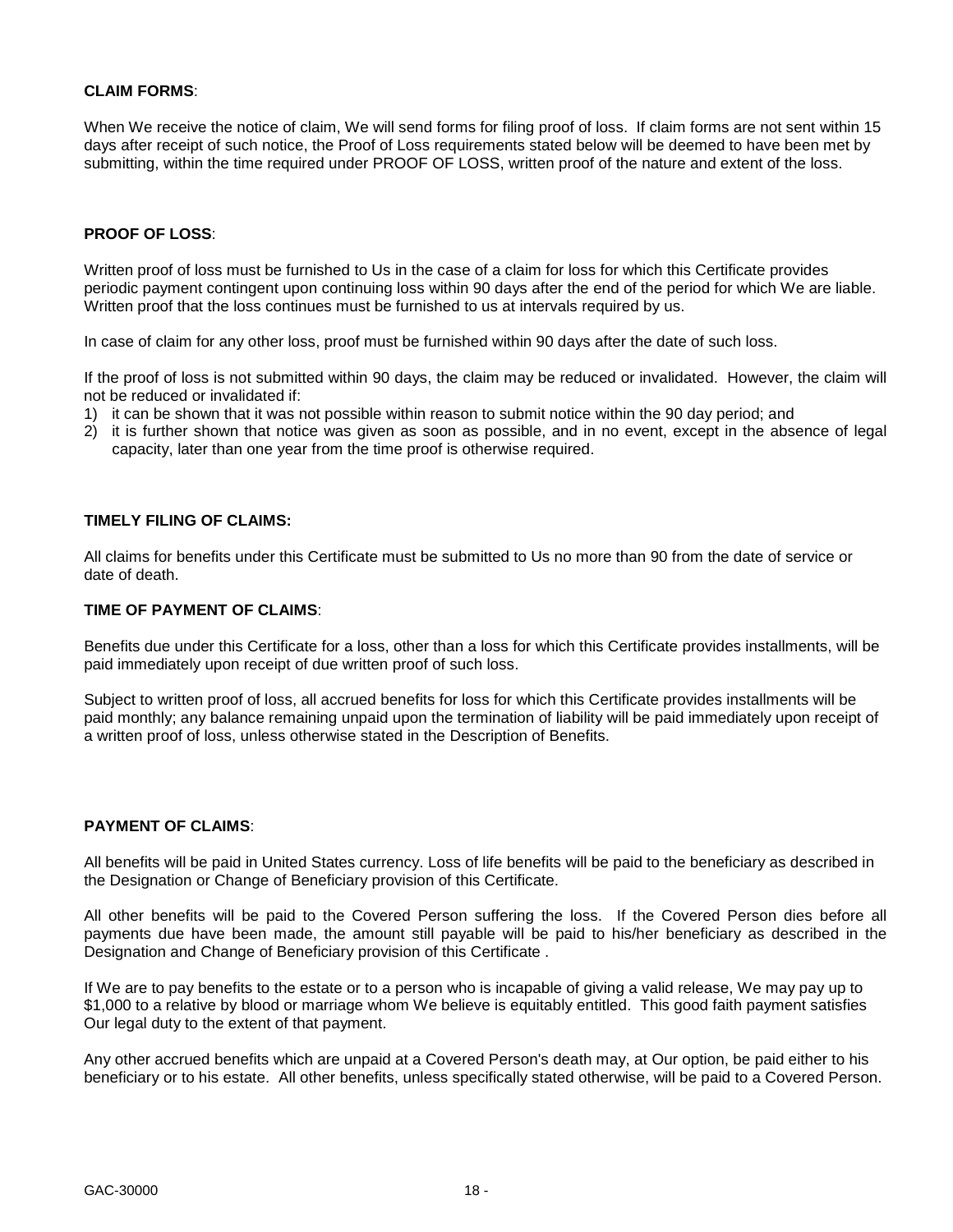**CLAIM FORMS**:

When We receive the notice of claim, We will send forms for filing proof of loss. If claim forms are not sent within 15 days after receipt of such notice, the Proof of Loss requirements stated below will be deemed to have been met by submitting, within the time required under PROOF OF LOSS, written proof of the nature and extent of the loss.

**PROOF OF LOSS**:

Written proof of loss must be furnished to Us in the case of a claim for loss for which this Certificate provides periodic payment contingent upon continuing loss within 90 days after the end of the period for which We are liable. Written proof that the loss continues must be furnished to us at intervals required by us.

In case of claim for any other loss, proof must be furnished within 90 days after the date of such loss.

If the proof of loss is not submitted within 90 days, the claim may be reduced or invalidated. However, the claim will not be reduced or invalidated if:

1) it can be shown that it was not possible within reason to submit notice within the 90 day period; and
2) it is further shown that notice was given as soon as possible, and in no event, except in the absence of legal capacity, later than one year from the time proof is otherwise required.

**TIMELY FILING OF CLAIMS:**

All claims for benefits under this Certificate must be submitted to Us no more than 90 from the date of service or date of death.

**TIME OF PAYMENT OF CLAIMS**:

Benefits due under this Certificate for a loss, other than a loss for which this Certificate provides installments, will be paid immediately upon receipt of due written proof of such loss.

Subject to written proof of loss, all accrued benefits for loss for which this Certificate provides installments will be paid monthly; any balance remaining unpaid upon the termination of liability will be paid immediately upon receipt of a written proof of loss, unless otherwise stated in the Description of Benefits.

**PAYMENT OF CLAIMS**:

All benefits will be paid in United States currency. Loss of life benefits will be paid to the beneficiary as described in the Designation or Change of Beneficiary provision of this Certificate.

All other benefits will be paid to the Covered Person suffering the loss. If the Covered Person dies before all payments due have been made, the amount still payable will be paid to his/her beneficiary as described in the Designation and Change of Beneficiary provision of this Certificate .

If We are to pay benefits to the estate or to a person who is incapable of giving a valid release, We may pay up to $1,000 to a relative by blood or marriage whom We believe is equitably entitled. This good faith payment satisfies Our legal duty to the extent of that payment.

Any other accrued benefits which are unpaid at a Covered Person's death may, at Our option, be paid either to his beneficiary or to his estate. All other benefits, unless specifically stated otherwise, will be paid to a Covered Person.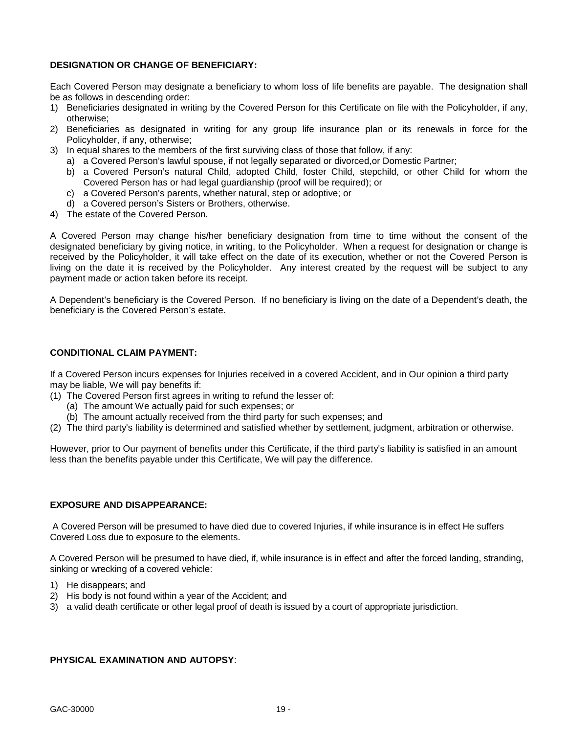**DESIGNATION OR CHANGE OF BENEFICIARY:**

Each Covered Person may designate a beneficiary to whom loss of life benefits are payable. The designation shall be as follows in descending order:

1) Beneficiaries designated in writing by the Covered Person for this Certificate on file with the Policyholder, if any, otherwise;
2) Beneficiaries as designated in writing for any group life insurance plan or its renewals in force for the Policyholder, if any, otherwise;
3) In equal shares to the members of the first surviving class of those that follow, if any:
   a) a Covered Person's lawful spouse, if not legally separated or divorced,or Domestic Partner;
   b) a Covered Person's natural Child, adopted Child, foster Child, stepchild, or other Child for whom the Covered Person has or had legal guardianship (proof will be required); or
   c) a Covered Person's parents, whether natural, step or adoptive; or
   d) a Covered person's Sisters or Brothers, otherwise.
4) The estate of the Covered Person.

A Covered Person may change his/her beneficiary designation from time to time without the consent of the designated beneficiary by giving notice, in writing, to the Policyholder. When a request for designation or change is received by the Policyholder, it will take effect on the date of its execution, whether or not the Covered Person is living on the date it is received by the Policyholder. Any interest created by the request will be subject to any payment made or action taken before its receipt.

A Dependent's beneficiary is the Covered Person. If no beneficiary is living on the date of a Dependent's death, the beneficiary is the Covered Person's estate.

**CONDITIONAL CLAIM PAYMENT:**

If a Covered Person incurs expenses for Injuries received in a covered Accident, and in Our opinion a third party may be liable, We will pay benefits if:

(1) The Covered Person first agrees in writing to refund the lesser of:
   (a) The amount We actually paid for such expenses; or
   (b) The amount actually received from the third party for such expenses; and
(2) The third party's liability is determined and satisfied whether by settlement, judgment, arbitration or otherwise.

However, prior to Our payment of benefits under this Certificate, if the third party's liability is satisfied in an amount less than the benefits payable under this Certificate, We will pay the difference.

**EXPOSURE AND DISAPPEARANCE:**

A Covered Person will be presumed to have died due to covered Injuries, if while insurance is in effect He suffers Covered Loss due to exposure to the elements.

A Covered Person will be presumed to have died, if, while insurance is in effect and after the forced landing, stranding, sinking or wrecking of a covered vehicle:

1) He disappears; and
2) His body is not found within a year of the Accident; and
3) a valid death certificate or other legal proof of death is issued by a court of appropriate jurisdiction.

**PHYSICAL EXAMINATION AND AUTOPSY**: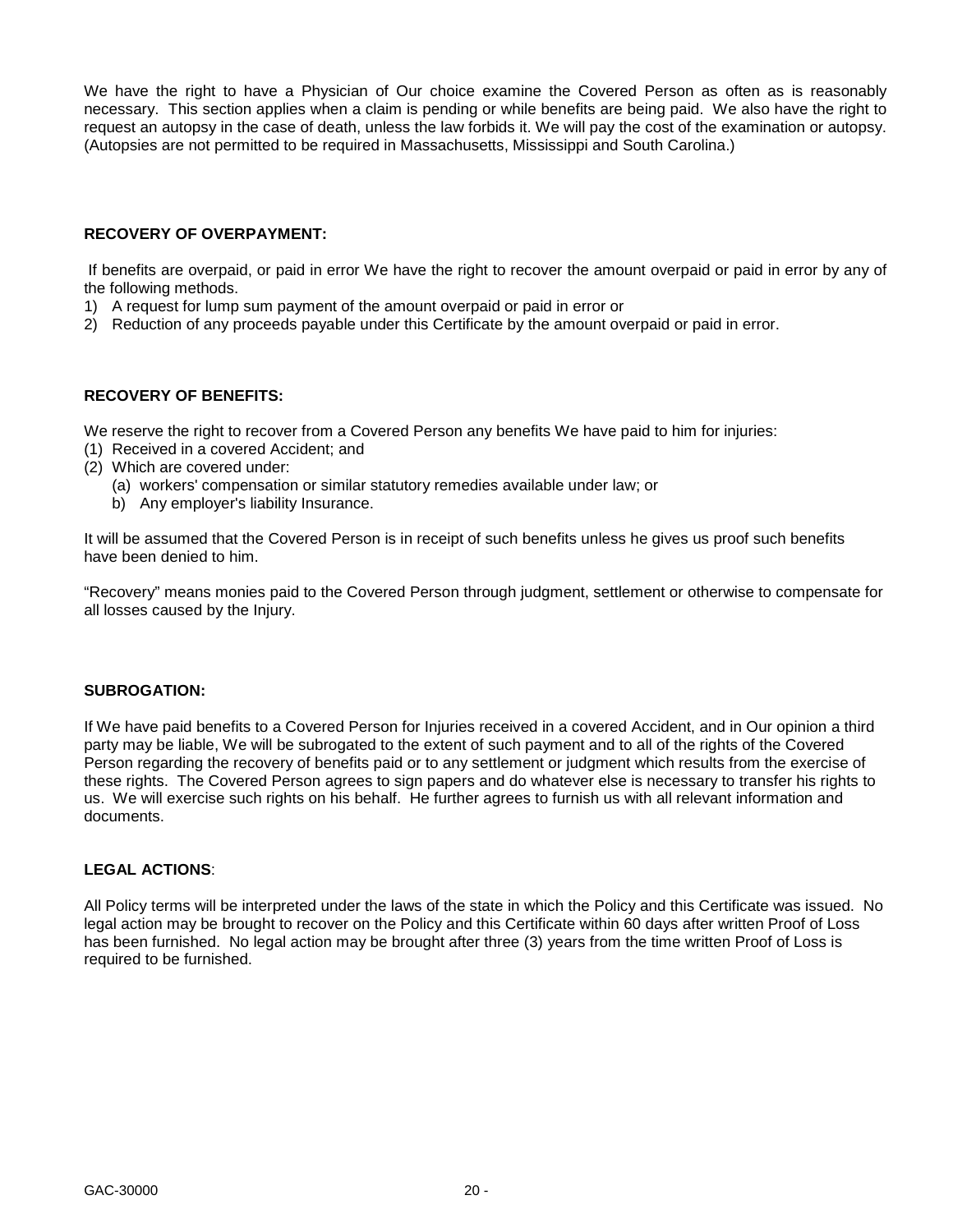We have the right to have a Physician of Our choice examine the Covered Person as often as is reasonably necessary. This section applies when a claim is pending or while benefits are being paid. We also have the right to request an autopsy in the case of death, unless the law forbids it. We will pay the cost of the examination or autopsy. (Autopsies are not permitted to be required in Massachusetts, Mississippi and South Carolina.)

**RECOVERY OF OVERPAYMENT:**

If benefits are overpaid, or paid in error We have the right to recover the amount overpaid or paid in error by any of the following methods.

1) A request for lump sum payment of the amount overpaid or paid in error or
2) Reduction of any proceeds payable under this Certificate by the amount overpaid or paid in error.

**RECOVERY OF BENEFITS:**

We reserve the right to recover from a Covered Person any benefits We have paid to him for injuries:

(1) Received in a covered Accident; and
(2) Which are covered under:
    (a) workers' compensation or similar statutory remedies available under law; or
    b) Any employer's liability Insurance.

It will be assumed that the Covered Person is in receipt of such benefits unless he gives us proof such benefits have been denied to him.

"Recovery" means monies paid to the Covered Person through judgment, settlement or otherwise to compensate for all losses caused by the Injury.

**SUBROGATION:**

If We have paid benefits to a Covered Person for Injuries received in a covered Accident, and in Our opinion a third party may be liable, We will be subrogated to the extent of such payment and to all of the rights of the Covered Person regarding the recovery of benefits paid or to any settlement or judgment which results from the exercise of these rights. The Covered Person agrees to sign papers and do whatever else is necessary to transfer his rights to us. We will exercise such rights on his behalf. He further agrees to furnish us with all relevant information and documents.

**LEGAL ACTIONS**:

All Policy terms will be interpreted under the laws of the state in which the Policy and this Certificate was issued. No legal action may be brought to recover on the Policy and this Certificate within 60 days after written Proof of Loss has been furnished. No legal action may be brought after three (3) years from the time written Proof of Loss is required to be furnished.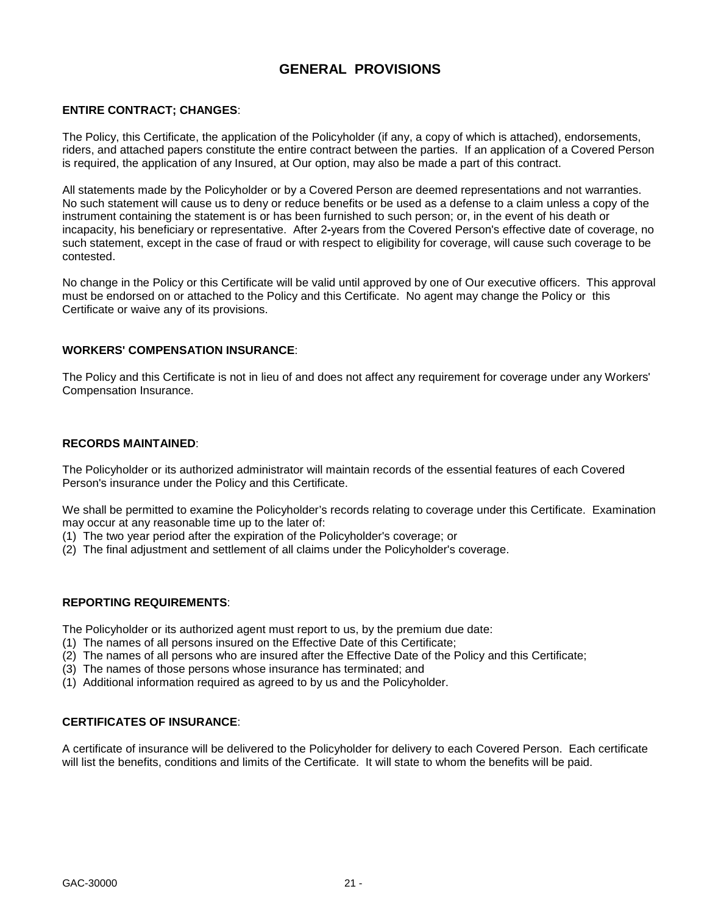# GENERAL PROVISIONS

**ENTIRE CONTRACT; CHANGES**:

The Policy, this Certificate, the application of the Policyholder (if any, a copy of which is attached), endorsements, riders, and attached papers constitute the entire contract between the parties. If an application of a Covered Person is required, the application of any Insured, at Our option, may also be made a part of this contract.

All statements made by the Policyholder or by a Covered Person are deemed representations and not warranties. No such statement will cause us to deny or reduce benefits or be used as a defense to a claim unless a copy of the instrument containing the statement is or has been furnished to such person; or, in the event of his death or incapacity, his beneficiary or representative. After 2-years from the Covered Person's effective date of coverage, no such statement, except in the case of fraud or with respect to eligibility for coverage, will cause such coverage to be contested.

No change in the Policy or this Certificate will be valid until approved by one of Our executive officers. This approval must be endorsed on or attached to the Policy and this Certificate. No agent may change the Policy or this Certificate or waive any of its provisions.

**WORKERS' COMPENSATION INSURANCE**:

The Policy and this Certificate is not in lieu of and does not affect any requirement for coverage under any Workers' Compensation Insurance.

**RECORDS MAINTAINED**:

The Policyholder or its authorized administrator will maintain records of the essential features of each Covered Person's insurance under the Policy and this Certificate.

We shall be permitted to examine the Policyholder's records relating to coverage under this Certificate. Examination may occur at any reasonable time up to the later of:

(1) The two year period after the expiration of the Policyholder's coverage; or
(2) The final adjustment and settlement of all claims under the Policyholder's coverage.

**REPORTING REQUIREMENTS**:

The Policyholder or its authorized agent must report to us, by the premium due date:

(1) The names of all persons insured on the Effective Date of this Certificate;
(2) The names of all persons who are insured after the Effective Date of the Policy and this Certificate;
(3) The names of those persons whose insurance has terminated; and
(1) Additional information required as agreed to by us and the Policyholder.

**CERTIFICATES OF INSURANCE**:

A certificate of insurance will be delivered to the Policyholder for delivery to each Covered Person. Each certificate will list the benefits, conditions and limits of the Certificate. It will state to whom the benefits will be paid.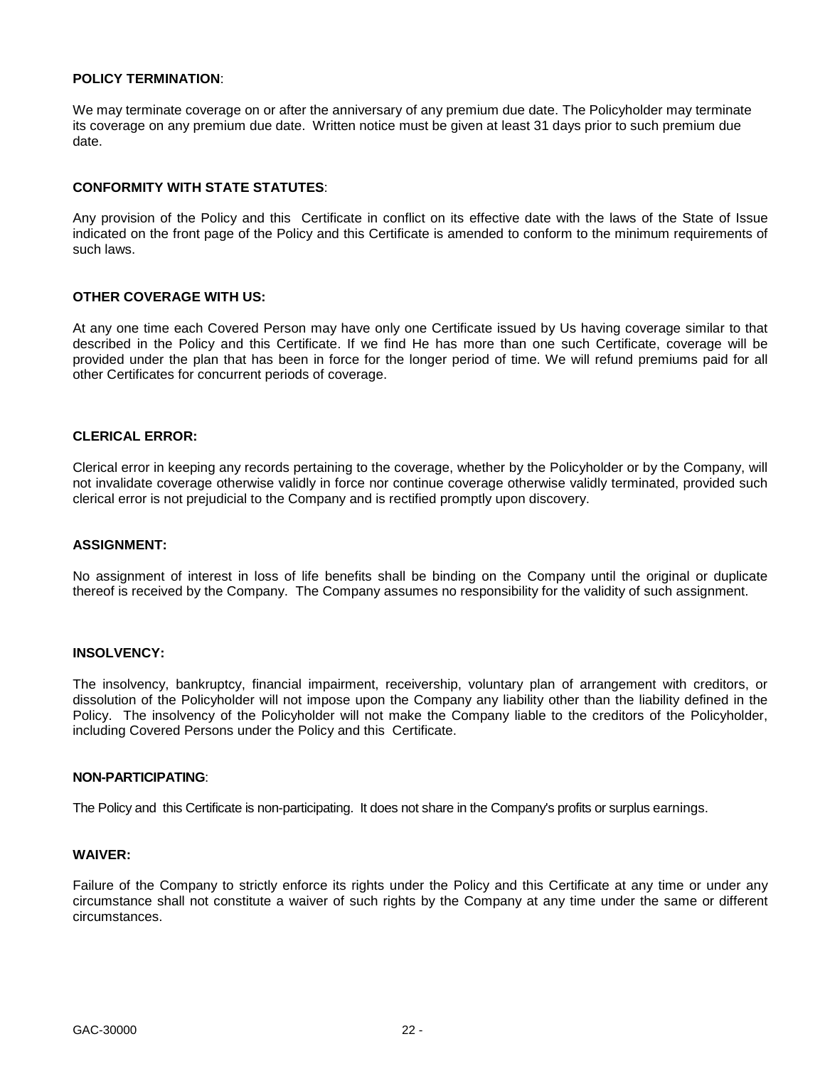**POLICY TERMINATION**:

We may terminate coverage on or after the anniversary of any premium due date. The Policyholder may terminate its coverage on any premium due date. Written notice must be given at least 31 days prior to such premium due date.

**CONFORMITY WITH STATE STATUTES**:

Any provision of the Policy and this Certificate in conflict on its effective date with the laws of the State of Issue indicated on the front page of the Policy and this Certificate is amended to conform to the minimum requirements of such laws.

**OTHER COVERAGE WITH US:**

At any one time each Covered Person may have only one Certificate issued by Us having coverage similar to that described in the Policy and this Certificate. If we find He has more than one such Certificate, coverage will be provided under the plan that has been in force for the longer period of time. We will refund premiums paid for all other Certificates for concurrent periods of coverage.

**CLERICAL ERROR:**

Clerical error in keeping any records pertaining to the coverage, whether by the Policyholder or by the Company, will not invalidate coverage otherwise validly in force nor continue coverage otherwise validly terminated, provided such clerical error is not prejudicial to the Company and is rectified promptly upon discovery.

**ASSIGNMENT:**

No assignment of interest in loss of life benefits shall be binding on the Company until the original or duplicate thereof is received by the Company. The Company assumes no responsibility for the validity of such assignment.

**INSOLVENCY:**

The insolvency, bankruptcy, financial impairment, receivership, voluntary plan of arrangement with creditors, or dissolution of the Policyholder will not impose upon the Company any liability other than the liability defined in the Policy. The insolvency of the Policyholder will not make the Company liable to the creditors of the Policyholder, including Covered Persons under the Policy and this Certificate.

**NON-PARTICIPATING**:

The Policy and this Certificate is non-participating. It does not share in the Company's profits or surplus earnings.

**WAIVER:**

Failure of the Company to strictly enforce its rights under the Policy and this Certificate at any time or under any circumstance shall not constitute a waiver of such rights by the Company at any time under the same or different circumstances.